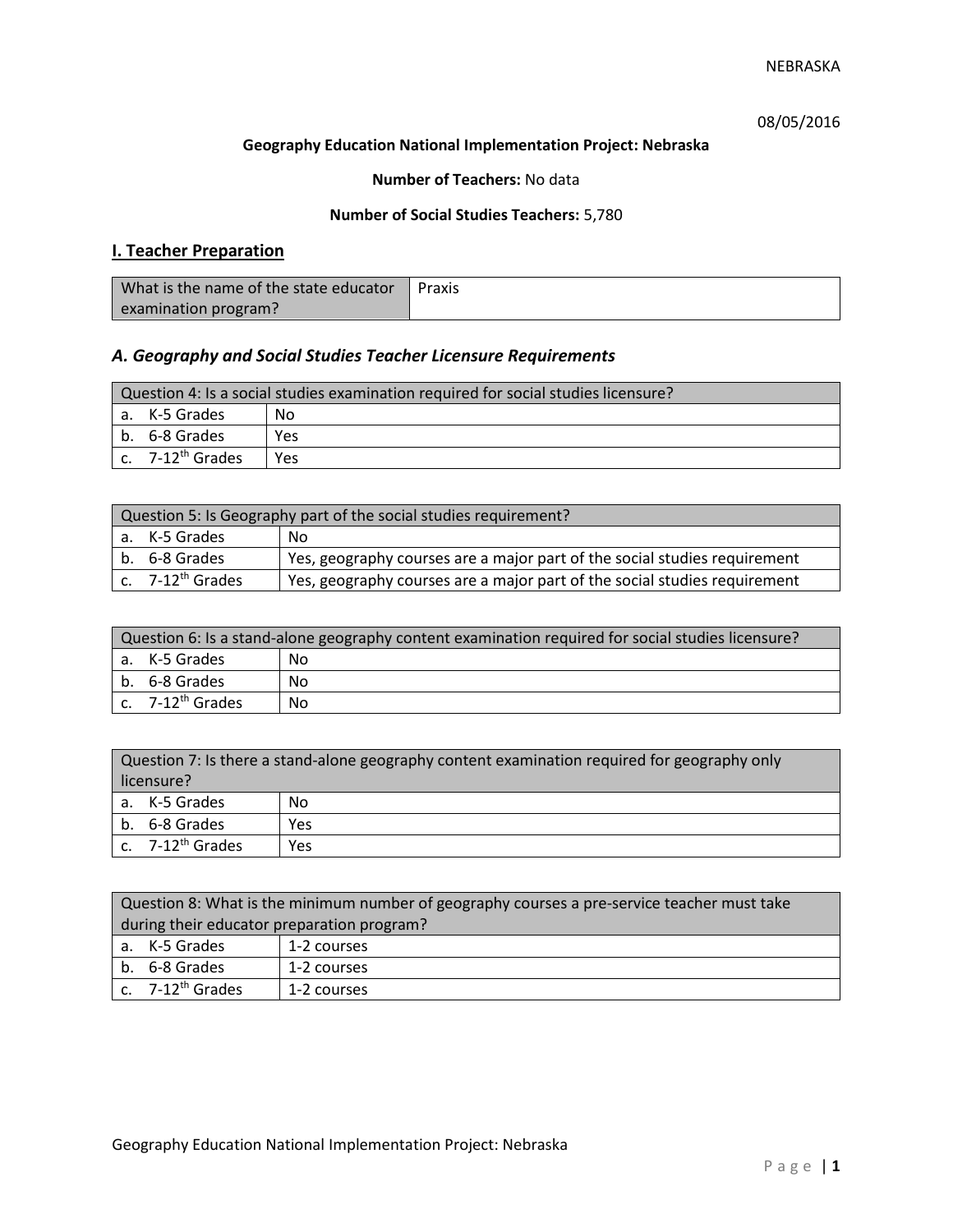08/05/2016

**Geography Education National Implementation Project: Nebraska**

**Number of Teachers:** No data

**Number of Social Studies Teachers:** 5,780

## I. Teacher Preparation

| What is the name of the state educator examination program? | Praxis |
| --- | --- |

### *A. Geography and Social Studies Teacher Licensure Requirements*

| Question 4: Is a social studies examination required for social studies licensure? | |
| --- | --- |
| a. K-5 Grades | No |
| b. 6-8 Grades | Yes |
| c. 7-12th Grades | Yes |

| Question 5: Is Geography part of the social studies requirement? | |
| --- | --- |
| a. K-5 Grades | No |
| b. 6-8 Grades | Yes, geography courses are a major part of the social studies requirement |
| c. 7-12th Grades | Yes, geography courses are a major part of the social studies requirement |

| Question 6: Is a stand-alone geography content examination required for social studies licensure? | |
| --- | --- |
| a. K-5 Grades | No |
| b. 6-8 Grades | No |
| c. 7-12th Grades | No |

| Question 7: Is there a stand-alone geography content examination required for geography only licensure? | |
| --- | --- |
| a. K-5 Grades | No |
| b. 6-8 Grades | Yes |
| c. 7-12th Grades | Yes |

| Question 8: What is the minimum number of geography courses a pre-service teacher must take during their educator preparation program? | |
| --- | --- |
| a. K-5 Grades | 1-2 courses |
| b. 6-8 Grades | 1-2 courses |
| c. 7-12th Grades | 1-2 courses |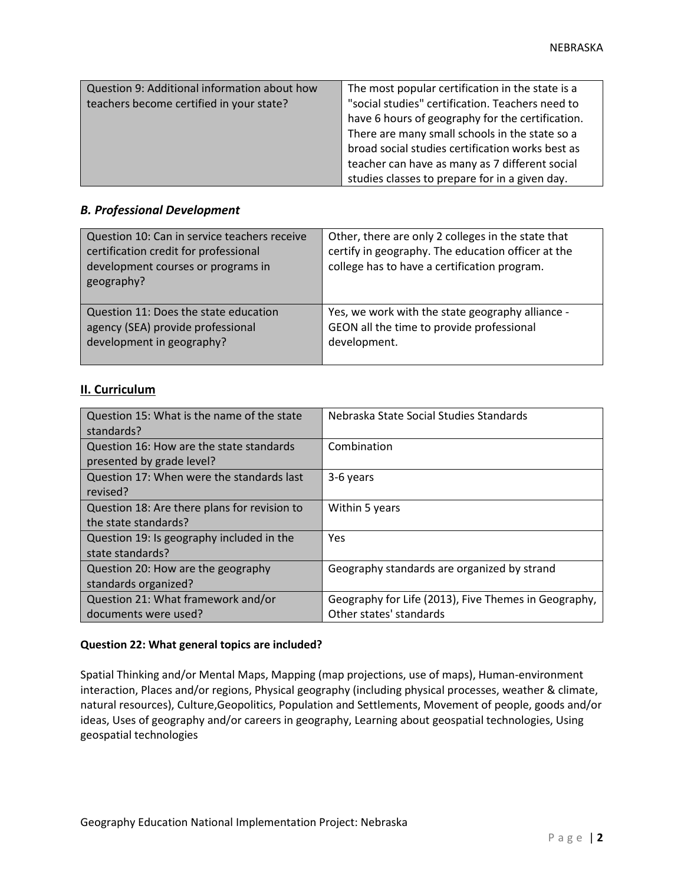| Question 9: Additional information about how teachers become certified in your state? | The most popular certification in the state is a "social studies" certification. Teachers need to have 6 hours of geography for the certification. There are many small schools in the state so a broad social studies certification works best as teacher can have as many as 7 different social studies classes to prepare for in a given day. |
|---|---|

### *B. Professional Development*

| Question 10: Can in service teachers receive certification credit for professional development courses or programs in geography? | Other, there are only 2 colleges in the state that certify in geography. The education officer at the college has to have a certification program. |
|---|---|
| Question 11: Does the state education agency (SEA) provide professional development in geography? | Yes, we work with the state geography alliance - GEON all the time to provide professional development. |

## II. Curriculum

| Question 15: What is the name of the state standards? | Nebraska State Social Studies Standards |
|---|---|
| Question 16: How are the state standards presented by grade level? | Combination |
| Question 17: When were the standards last revised? | 3-6 years |
| Question 18: Are there plans for revision to the state standards? | Within 5 years |
| Question 19: Is geography included in the state standards? | Yes |
| Question 20: How are the geography standards organized? | Geography standards are organized by strand |
| Question 21: What framework and/or documents were used? | Geography for Life (2013), Five Themes in Geography, Other states' standards |

**Question 22: What general topics are included?**

Spatial Thinking and/or Mental Maps, Mapping (map projections, use of maps), Human-environment interaction, Places and/or regions, Physical geography (including physical processes, weather & climate, natural resources), Culture,Geopolitics, Population and Settlements, Movement of people, goods and/or ideas, Uses of geography and/or careers in geography, Learning about geospatial technologies, Using geospatial technologies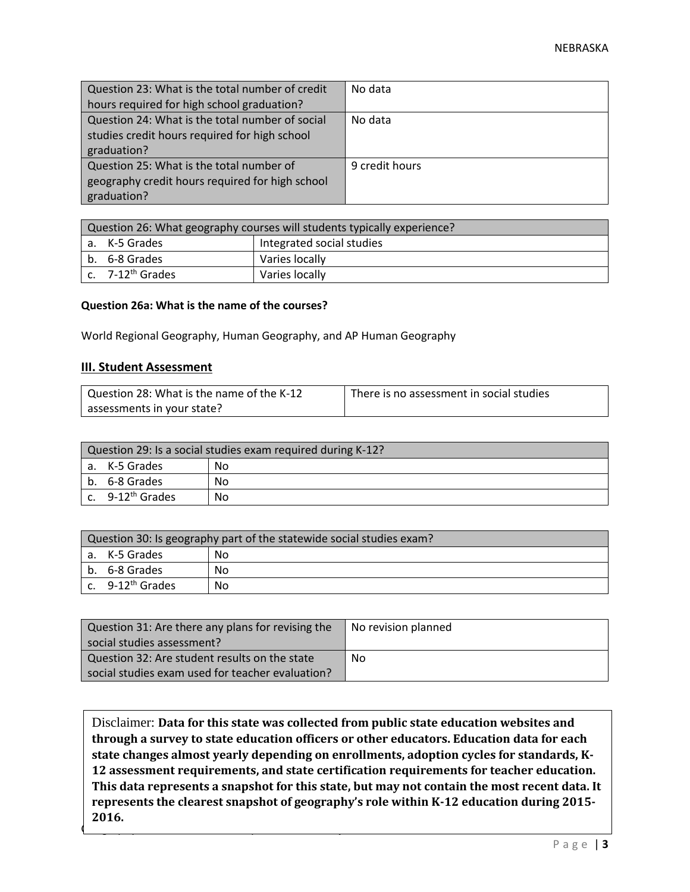| | |
|---|---|
| Question 23: What is the total number of credit hours required for high school graduation? | No data |
| Question 24: What is the total number of social studies credit hours required for high school graduation? | No data |
| Question 25: What is the total number of geography credit hours required for high school graduation? | 9 credit hours |

| Question 26: What geography courses will students typically experience? | |
|---|---|
| a. K-5 Grades | Integrated social studies |
| b. 6-8 Grades | Varies locally |
| c. 7-12th Grades | Varies locally |

**Question 26a: What is the name of the courses?**

World Regional Geography, Human Geography, and AP Human Geography

## III. Student Assessment

| | |
|---|---|
| Question 28: What is the name of the K-12 assessments in your state? | There is no assessment in social studies |

| Question 29: Is a social studies exam required during K-12? | |
|---|---|
| a. K-5 Grades | No |
| b. 6-8 Grades | No |
| c. 9-12th Grades | No |

| Question 30: Is geography part of the statewide social studies exam? | |
|---|---|
| a. K-5 Grades | No |
| b. 6-8 Grades | No |
| c. 9-12th Grades | No |

| | |
|---|---|
| Question 31: Are there any plans for revising the social studies assessment? | No revision planned |
| Question 32: Are student results on the state social studies exam used for teacher evaluation? | No |

Disclaimer: **Data for this state was collected from public state education websites and through a survey to state education officers or other educators. Education data for each state changes almost yearly depending on enrollments, adoption cycles for standards, K-12 assessment requirements, and state certification requirements for teacher education. This data represents a snapshot for this state, but may not contain the most recent data. It represents the clearest snapshot of geography's role within K-12 education during 2015-2016.**